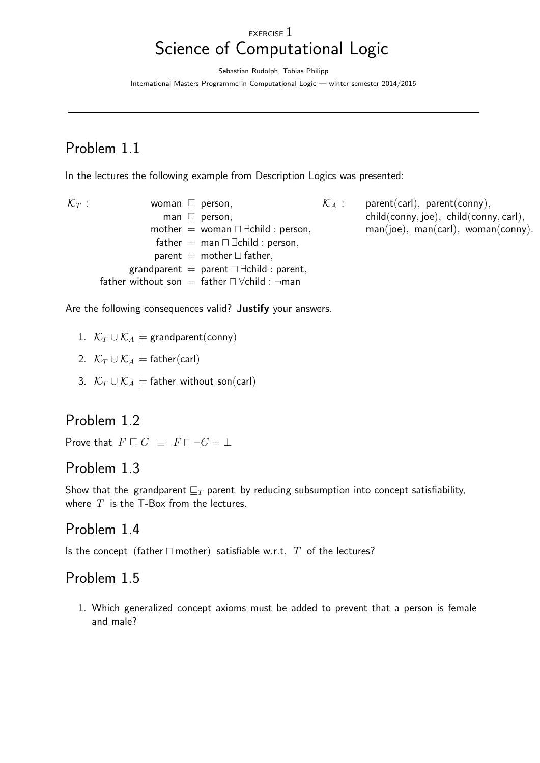EXERCISE 1

# Science of Computational Logic

Sebastian Rudolph, Tobias Philipp

International Masters Programme in Computational Logic — winter semester 2014/2015

---

## Problem 1.1

In the lectures the following example from Description Logics was presented:

$$
\begin{aligned}
\mathcal{K}_T : \quad \text{woman} &\sqsubseteq \text{person}, \\
\text{man} &\sqsubseteq \text{person}, \\
\text{mother} &= \text{woman} \sqcap \exists \text{child} : \text{person}, \\
\text{father} &= \text{man} \sqcap \exists \text{child} : \text{person}, \\
\text{parent} &= \text{mother} \sqcup \text{father}, \\
\text{grandparent} &= \text{parent} \sqcap \exists \text{child} : \text{parent}, \\
\text{father\_without\_son} &= \text{father} \sqcap \forall \text{child} : \neg \text{man}
\end{aligned}
$$

$$
\begin{aligned}
\mathcal{K}_A : \quad & \text{parent(carl)},\ \text{parent(conny)}, \\
& \text{child(conny, joe)},\ \text{child(conny, carl)}, \\
& \text{man(joe)},\ \text{man(carl)},\ \text{woman(conny)}.
\end{aligned}
$$

Are the following consequences valid? **Justify** your answers.

1. $\mathcal{K}_T \cup \mathcal{K}_A \models \text{grandparent(conny)}$
2. $\mathcal{K}_T \cup \mathcal{K}_A \models \text{father(carl)}$
3. $\mathcal{K}_T \cup \mathcal{K}_A \models \text{father\_without\_son(carl)}$

## Problem 1.2

Prove that $F \sqsubseteq G \;\equiv\; F \sqcap \neg G = \bot$

## Problem 1.3

Show that the $\text{grandparent} \sqsubseteq_T \text{parent}$ by reducing subsumption into concept satisfiability, where $T$ is the T-Box from the lectures.

## Problem 1.4

Is the concept $(\text{father} \sqcap \text{mother})$ satisfiable w.r.t. $T$ of the lectures?

## Problem 1.5

1. Which generalized concept axioms must be added to prevent that a person is female and male?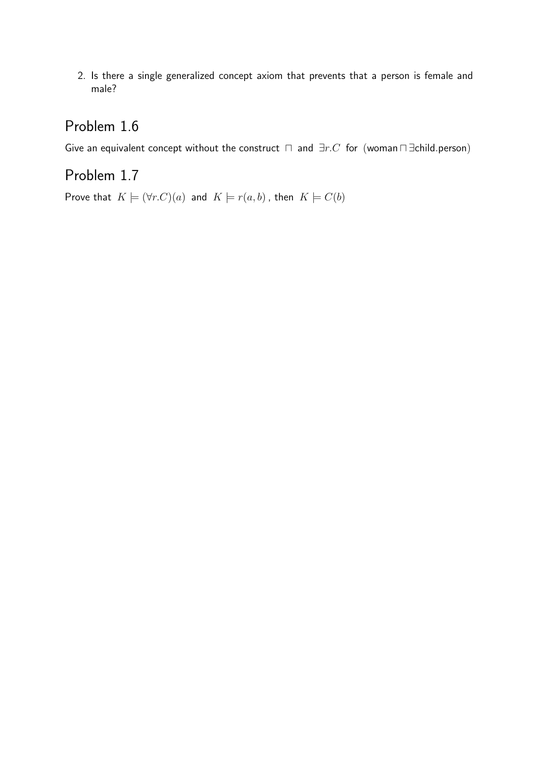2. Is there a single generalized concept axiom that prevents that a person is female and male?

## Problem 1.6

Give an equivalent concept without the construct $\sqcap$ and $\exists r.C$ for $(\mathsf{woman} \sqcap \exists \mathsf{child}.\mathsf{person})$

## Problem 1.7

Prove that $K \models (\forall r.C)(a)$ and $K \models r(a,b)$ , then $K \models C(b)$